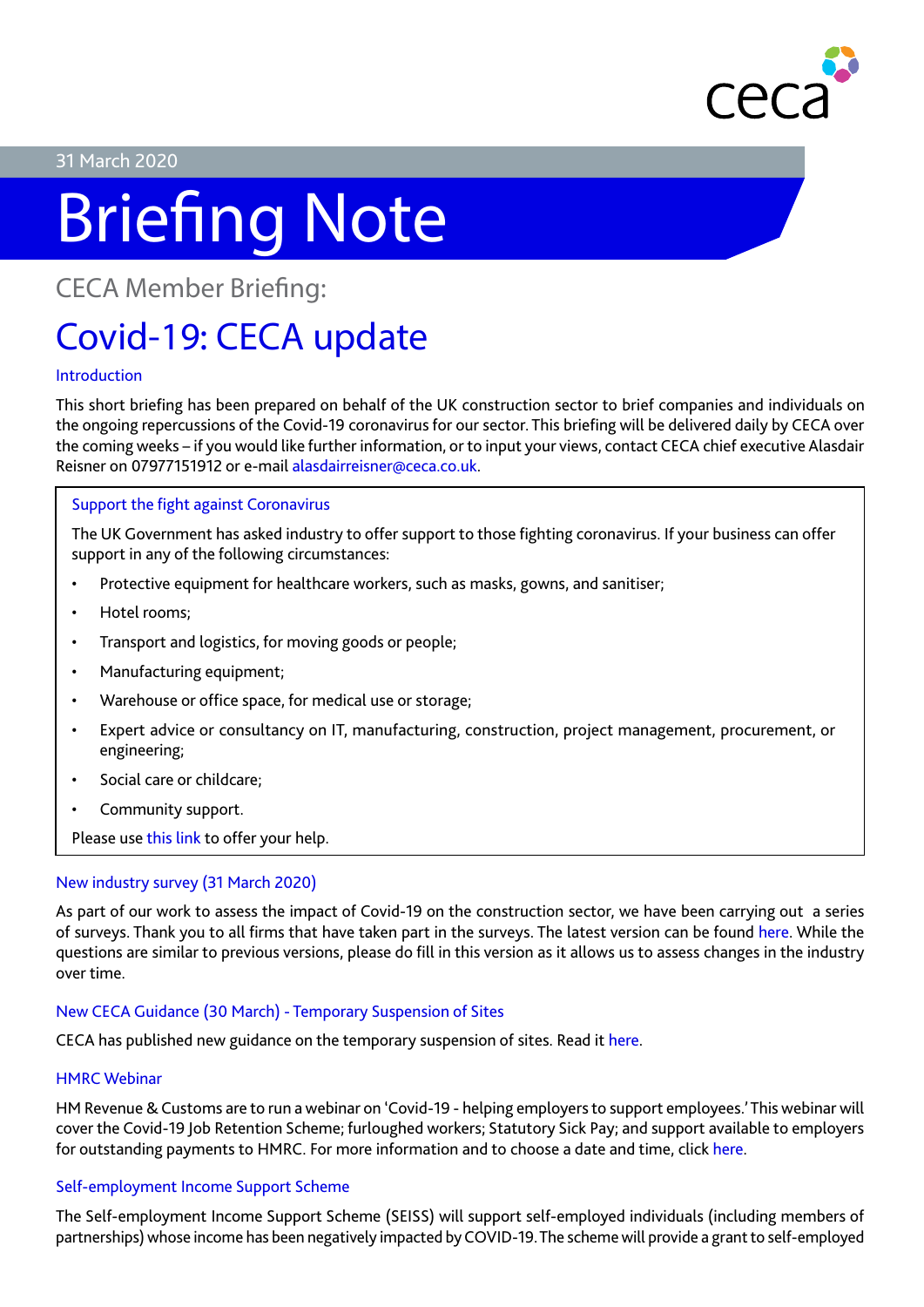31 March 2020

# Briefing Note

CECA Member Briefing:

## Covid-19: CECA update

### Introduction

This short briefing has been prepared on behalf of the UK construction sector to brief companies and individuals on the ongoing repercussions of the Covid-19 coronavirus for our sector. This briefing will be delivered daily by CECA over the coming weeks – if you would like further information, or to input your views, contact CECA chief executive Alasdair Reisner on 07977151912 or e-mail alasdairreisner@ceca.co.uk.

### Support the fight against Coronavirus

The UK Government has asked industry to offer support to those fighting coronavirus. If your business can offer support in any of the following circumstances:

- Protective equipment for healthcare workers, such as masks, gowns, and sanitiser;
- Hotel rooms;
- Transport and logistics, for moving goods or people;
- Manufacturing equipment;
- Warehouse or office space, for medical use or storage;
- Expert advice or consultancy on IT, manufacturing, construction, project management, procurement, or engineering;
- Social care or childcare;
- Community support.

Please use this link to offer your help.

### New industry survey (31 March 2020)

As part of our work to assess the impact of Covid-19 on the construction sector, we have been carrying out a series of surveys. Thank you to all firms that have taken part in the surveys. The latest version can be found here. While the questions are similar to previous versions, please do fill in this version as it allows us to assess changes in the industry over time.

### New CECA Guidance (30 March) - Temporary Suspension of Sites

CECA has published new guidance on the temporary suspension of sites. Read it here.

### HMRC Webinar

HM Revenue & Customs are to run a webinar on 'Covid-19 - helping employers to support employees.' This webinar will cover the Covid-19 Job Retention Scheme; furloughed workers; Statutory Sick Pay; and support available to employers for outstanding payments to HMRC. For more information and to choose a date and time, click here.

### Self-employment Income Support Scheme

The Self-employment Income Support Scheme (SEISS) will support self-employed individuals (including members of partnerships) whose income has been negatively impacted by COVID-19. The scheme will provide a grant to self-employed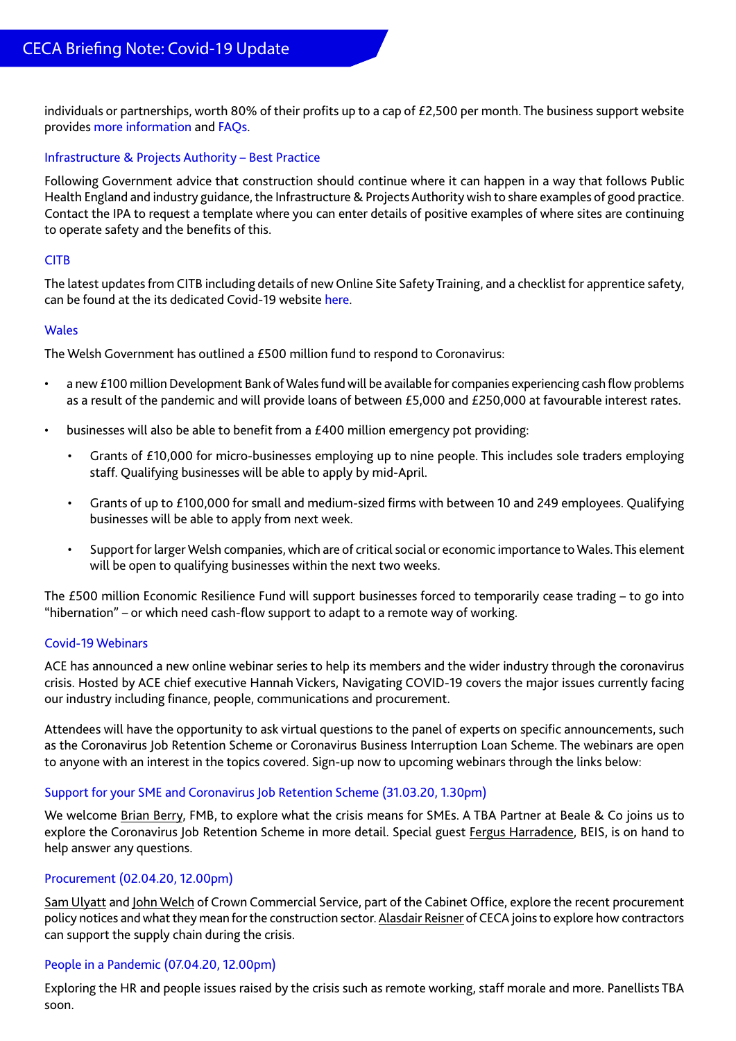individuals or partnerships, worth 80% of their profits up to a cap of £2,500 per month. The business support website provides more information and FAQs.

### Infrastructure & Projects Authority – Best Practice

Following Government advice that construction should continue where it can happen in a way that follows Public Health England and industry guidance, the Infrastructure & Projects Authority wish to share examples of good practice. Contact the IPA to request a template where you can enter details of positive examples of where sites are continuing to operate safety and the benefits of this.

### CITB

The latest updates from CITB including details of new Online Site Safety Training, and a checklist for apprentice safety, can be found at the its dedicated Covid-19 website here.

### Wales

The Welsh Government has outlined a £500 million fund to respond to Coronavirus:

- a new £100 million Development Bank of Wales fund will be available for companies experiencing cash flow problems as a result of the pandemic and will provide loans of between £5,000 and £250,000 at favourable interest rates.
- businesses will also be able to benefit from a £400 million emergency pot providing:
  - Grants of £10,000 for micro-businesses employing up to nine people. This includes sole traders employing staff. Qualifying businesses will be able to apply by mid-April.
  - Grants of up to £100,000 for small and medium-sized firms with between 10 and 249 employees. Qualifying businesses will be able to apply from next week.
  - Support for larger Welsh companies, which are of critical social or economic importance to Wales. This element will be open to qualifying businesses within the next two weeks.

The £500 million Economic Resilience Fund will support businesses forced to temporarily cease trading – to go into "hibernation" – or which need cash-flow support to adapt to a remote way of working.

### Covid-19 Webinars

ACE has announced a new online webinar series to help its members and the wider industry through the coronavirus crisis. Hosted by ACE chief executive Hannah Vickers, Navigating COVID-19 covers the major issues currently facing our industry including finance, people, communications and procurement.

Attendees will have the opportunity to ask virtual questions to the panel of experts on specific announcements, such as the Coronavirus Job Retention Scheme or Coronavirus Business Interruption Loan Scheme. The webinars are open to anyone with an interest in the topics covered. Sign-up now to upcoming webinars through the links below:

### Support for your SME and Coronavirus Job Retention Scheme (31.03.20, 1.30pm)

We welcome Brian Berry, FMB, to explore what the crisis means for SMEs. A TBA Partner at Beale & Co joins us to explore the Coronavirus Job Retention Scheme in more detail. Special guest Fergus Harradence, BEIS, is on hand to help answer any questions.

### Procurement (02.04.20, 12.00pm)

Sam Ulyatt and John Welch of Crown Commercial Service, part of the Cabinet Office, explore the recent procurement policy notices and what they mean for the construction sector. Alasdair Reisner of CECA joins to explore how contractors can support the supply chain during the crisis.

### People in a Pandemic (07.04.20, 12.00pm)

Exploring the HR and people issues raised by the crisis such as remote working, staff morale and more. Panellists TBA soon.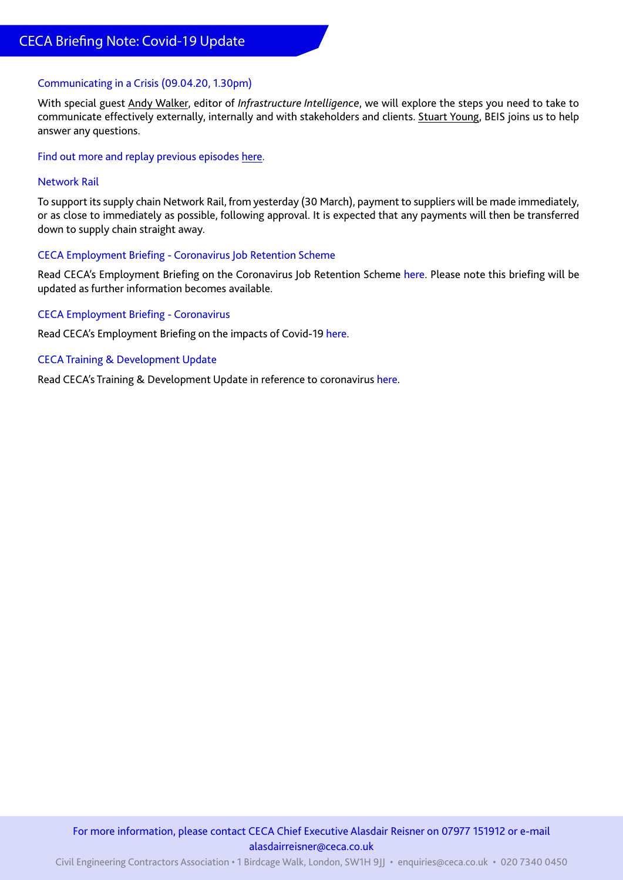## CECA Briefing Note: Covid-19 Update

### Communicating in a Crisis (09.04.20, 1.30pm)

With special guest Andy Walker, editor of *Infrastructure Intelligence*, we will explore the steps you need to take to communicate effectively externally, internally and with stakeholders and clients. Stuart Young, BEIS joins us to help answer any questions.

Find out more and replay previous episodes here.

### Network Rail

To support its supply chain Network Rail, from yesterday (30 March), payment to suppliers will be made immediately, or as close to immediately as possible, following approval. It is expected that any payments will then be transferred down to supply chain straight away.

### CECA Employment Briefing - Coronavirus Job Retention Scheme

Read CECA's Employment Briefing on the Coronavirus Job Retention Scheme here. Please note this briefing will be updated as further information becomes available.

### CECA Employment Briefing - Coronavirus

Read CECA's Employment Briefing on the impacts of Covid-19 here.

### CECA Training & Development Update

Read CECA's Training & Development Update in reference to coronavirus here.

For more information, please contact CECA Chief Executive Alasdair Reisner on 07977 151912 or e-mail alasdairreisner@ceca.co.uk

Civil Engineering Contractors Association • 1 Birdcage Walk, London, SW1H 9JJ • enquiries@ceca.co.uk • 020 7340 0450